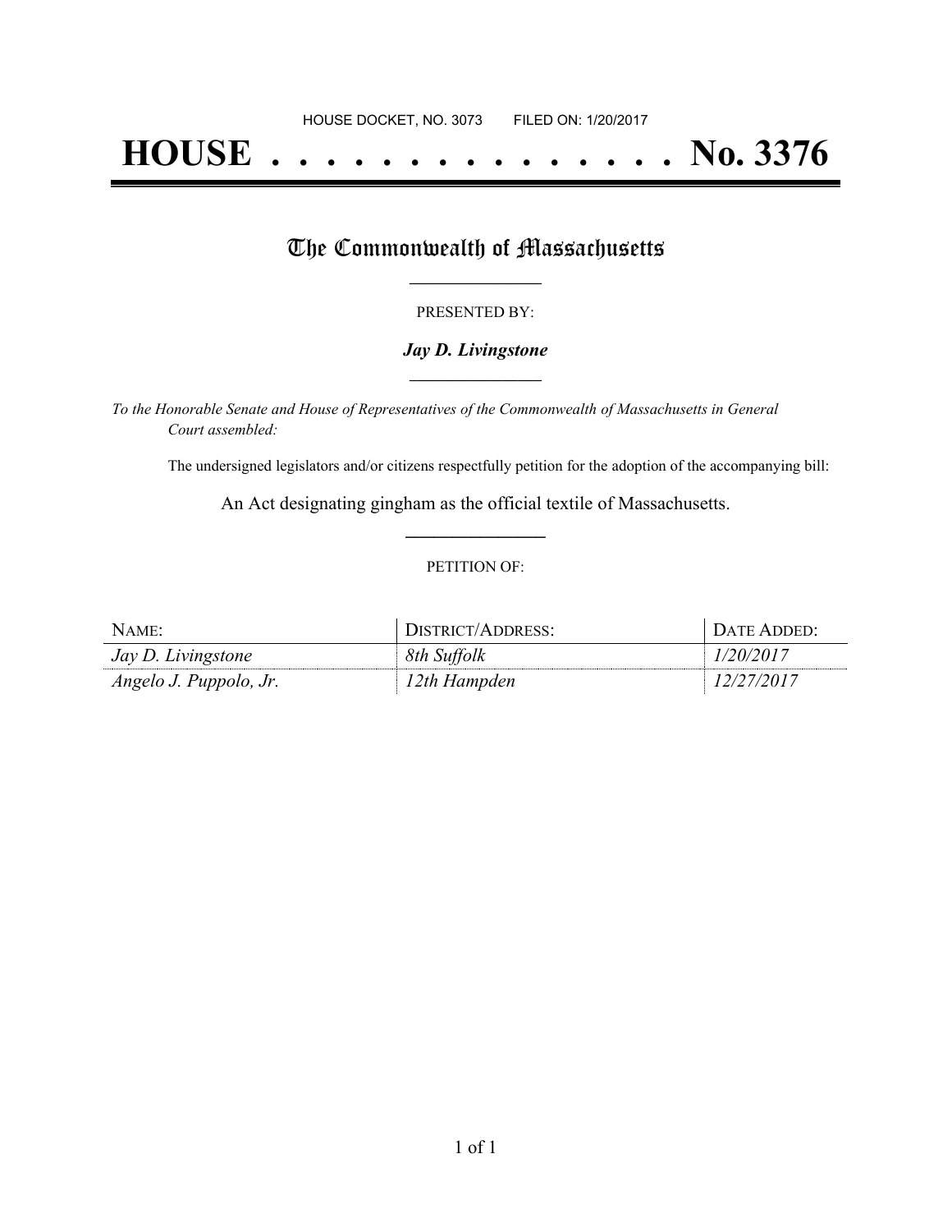HOUSE DOCKET, NO. 3073        FILED ON: 1/20/2017

# HOUSE . . . . . . . . . . . . . . . No. 3376

## The Commonwealth of Massachusetts

PRESENTED BY:

***Jay D. Livingstone***

*To the Honorable Senate and House of Representatives of the Commonwealth of Massachusetts in General Court assembled:*

The undersigned legislators and/or citizens respectfully petition for the adoption of the accompanying bill:

An Act designating gingham as the official textile of Massachusetts.

PETITION OF:

| NAME: | DISTRICT/ADDRESS: | DATE ADDED: |
|---|---|---|
| *Jay D. Livingstone* | *8th Suffolk* | *1/20/2017* |
| *Angelo J. Puppolo, Jr.* | *12th Hampden* | *12/27/2017* |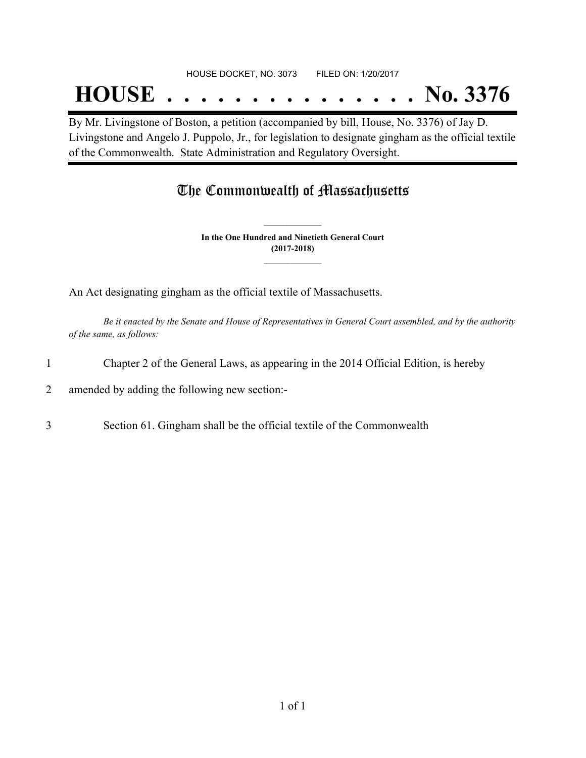HOUSE DOCKET, NO. 3073 FILED ON: 1/20/2017

# HOUSE . . . . . . . . . . . . . . . No. 3376

By Mr. Livingstone of Boston, a petition (accompanied by bill, House, No. 3376) of Jay D. Livingstone and Angelo J. Puppolo, Jr., for legislation to designate gingham as the official textile of the Commonwealth. State Administration and Regulatory Oversight.

## The Commonwealth of Massachusetts

**In the One Hundred and Ninetieth General Court**
**(2017-2018)**

An Act designating gingham as the official textile of Massachusetts.

*Be it enacted by the Senate and House of Representatives in General Court assembled, and by the authority of the same, as follows:*

1 Chapter 2 of the General Laws, as appearing in the 2014 Official Edition, is hereby

2 amended by adding the following new section:-

3 Section 61. Gingham shall be the official textile of the Commonwealth